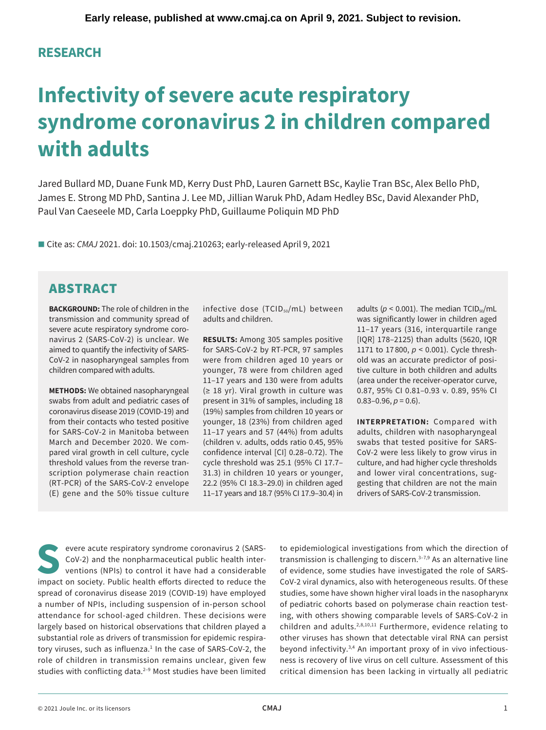Early release, published at www.cmaj.ca on April 9, 2021. Subject to revision.

RESEARCH

# Infectivity of severe acute respiratory syndrome coronavirus 2 in children compared with adults

Jared Bullard MD, Duane Funk MD, Kerry Dust PhD, Lauren Garnett BSc, Kaylie Tran BSc, Alex Bello PhD, James E. Strong MD PhD, Santina J. Lee MD, Jillian Waruk PhD, Adam Hedley BSc, David Alexander PhD, Paul Van Caeseele MD, Carla Loeppky PhD, Guillaume Poliquin MD PhD

■ Cite as: *CMAJ* 2021. doi: 10.1503/cmaj.210263; early-released April 9, 2021

## ABSTRACT

**BACKGROUND:** The role of children in the transmission and community spread of severe acute respiratory syndrome coronavirus 2 (SARS-CoV-2) is unclear. We aimed to quantify the infectivity of SARS-CoV-2 in nasopharyngeal samples from children compared with adults.

**METHODS:** We obtained nasopharyngeal swabs from adult and pediatric cases of coronavirus disease 2019 (COVID-19) and from their contacts who tested positive for SARS-CoV-2 in Manitoba between March and December 2020. We compared viral growth in cell culture, cycle threshold values from the reverse transcription polymerase chain reaction (RT-PCR) of the SARS-CoV-2 envelope (E) gene and the 50% tissue culture infective dose ($TCID_{50}$/mL) between adults and children.

**RESULTS:** Among 305 samples positive for SARS-CoV-2 by RT-PCR, 97 samples were from children aged 10 years or younger, 78 were from children aged 11–17 years and 130 were from adults (≥ 18 yr). Viral growth in culture was present in 31% of samples, including 18 (19%) samples from children 10 years or younger, 18 (23%) from children aged 11–17 years and 57 (44%) from adults (children v. adults, odds ratio 0.45, 95% confidence interval [CI] 0.28–0.72). The cycle threshold was 25.1 (95% CI 17.7–31.3) in children 10 years or younger, 22.2 (95% CI 18.3–29.0) in children aged 11–17 years and 18.7 (95% CI 17.9–30.4) in adults ($p < 0.001$). The median $TCID_{50}$/mL was significantly lower in children aged 11–17 years (316, interquartile range [IQR] 178–2125) than adults (5620, IQR 1171 to 17 800, $p < 0.001$). Cycle threshold was an accurate predictor of positive culture in both children and adults (area under the receiver-operator curve, 0.87, 95% CI 0.81–0.93 v. 0.89, 95% CI 0.83–0.96, $p = 0.6$).

**INTERPRETATION:** Compared with adults, children with nasopharyngeal swabs that tested positive for SARS-CoV-2 were less likely to grow virus in culture, and had higher cycle thresholds and lower viral concentrations, suggesting that children are not the main drivers of SARS-CoV-2 transmission.

Severe acute respiratory syndrome coronavirus 2 (SARS-CoV-2) and the nonpharmaceutical public health interventions (NPIs) to control it have had a considerable impact on society. Public health efforts directed to reduce the spread of coronavirus disease 2019 (COVID-19) have employed a number of NPIs, including suspension of in-person school attendance for school-aged children. These decisions were largely based on historical observations that children played a substantial role as drivers of transmission for epidemic respiratory viruses, such as influenza.[1] In the case of SARS-CoV-2, the role of children in transmission remains unclear, given few studies with conflicting data.[2–9] Most studies have been limited to epidemiological investigations from which the direction of transmission is challenging to discern.[3–7,9] As an alternative line of evidence, some studies have investigated the role of SARS-CoV-2 viral dynamics, also with heterogeneous results. Of these studies, some have shown higher viral loads in the nasopharynx of pediatric cohorts based on polymerase chain reaction testing, with others showing comparable levels of SARS-CoV-2 in children and adults.[2,8,10,11] Furthermore, evidence relating to other viruses has shown that detectable viral RNA can persist beyond infectivity.[3,4] An important proxy of in vivo infectiousness is recovery of live virus on cell culture. Assessment of this critical dimension has been lacking in virtually all pediatric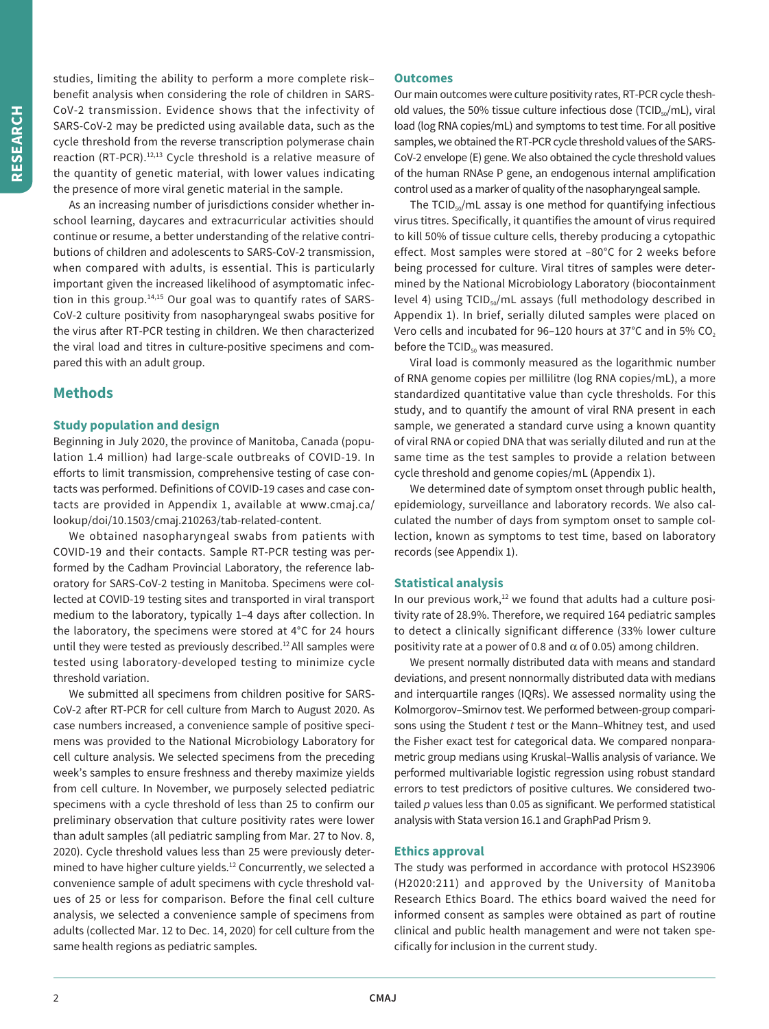studies, limiting the ability to perform a more complete risk–benefit analysis when considering the role of children in SARS-CoV-2 transmission. Evidence shows that the infectivity of SARS-CoV-2 may be predicted using available data, such as the cycle threshold from the reverse transcription polymerase chain reaction (RT-PCR).[12,13] Cycle threshold is a relative measure of the quantity of genetic material, with lower values indicating the presence of more viral genetic material in the sample.

As an increasing number of jurisdictions consider whether in-school learning, daycares and extracurricular activities should continue or resume, a better understanding of the relative contributions of children and adolescents to SARS-CoV-2 transmission, when compared with adults, is essential. This is particularly important given the increased likelihood of asymptomatic infection in this group.[14,15] Our goal was to quantify rates of SARS-CoV-2 culture positivity from nasopharyngeal swabs positive for the virus after RT-PCR testing in children. We then characterized the viral load and titres in culture-positive specimens and compared this with an adult group.

## Methods

### Study population and design

Beginning in July 2020, the province of Manitoba, Canada (population 1.4 million) had large-scale outbreaks of COVID-19. In efforts to limit transmission, comprehensive testing of case contacts was performed. Definitions of COVID-19 cases and case contacts are provided in Appendix 1, available at www.cmaj.ca/lookup/doi/10.1503/cmaj.210263/tab-related-content.

We obtained nasopharyngeal swabs from patients with COVID-19 and their contacts. Sample RT-PCR testing was performed by the Cadham Provincial Laboratory, the reference laboratory for SARS-CoV-2 testing in Manitoba. Specimens were collected at COVID-19 testing sites and transported in viral transport medium to the laboratory, typically 1–4 days after collection. In the laboratory, the specimens were stored at 4°C for 24 hours until they were tested as previously described.[12] All samples were tested using laboratory-developed testing to minimize cycle threshold variation.

We submitted all specimens from children positive for SARS-CoV-2 after RT-PCR for cell culture from March to August 2020. As case numbers increased, a convenience sample of positive specimens was provided to the National Microbiology Laboratory for cell culture analysis. We selected specimens from the preceding week's samples to ensure freshness and thereby maximize yields from cell culture. In November, we purposely selected pediatric specimens with a cycle threshold of less than 25 to confirm our preliminary observation that culture positivity rates were lower than adult samples (all pediatric sampling from Mar. 27 to Nov. 8, 2020). Cycle threshold values less than 25 were previously determined to have higher culture yields.[12] Concurrently, we selected a convenience sample of adult specimens with cycle threshold values of 25 or less for comparison. Before the final cell culture analysis, we selected a convenience sample of specimens from adults (collected Mar. 12 to Dec. 14, 2020) for cell culture from the same health regions as pediatric samples.

### Outcomes

Our main outcomes were culture positivity rates, RT-PCR cycle threshold values, the 50% tissue culture infectious dose ($TCID_{50}$/mL), viral load (log RNA copies/mL) and symptoms to test time. For all positive samples, we obtained the RT-PCR cycle threshold values of the SARS-CoV-2 envelope (E) gene. We also obtained the cycle threshold values of the human RNAse P gene, an endogenous internal amplification control used as a marker of quality of the nasopharyngeal sample.

The $TCID_{50}$/mL assay is one method for quantifying infectious virus titres. Specifically, it quantifies the amount of virus required to kill 50% of tissue culture cells, thereby producing a cytopathic effect. Most samples were stored at −80°C for 2 weeks before being processed for culture. Viral titres of samples were determined by the National Microbiology Laboratory (biocontainment level 4) using $TCID_{50}$/mL assays (full methodology described in Appendix 1). In brief, serially diluted samples were placed on Vero cells and incubated for 96–120 hours at 37°C and in 5% $CO_2$ before the $TCID_{50}$ was measured.

Viral load is commonly measured as the logarithmic number of RNA genome copies per millilitre (log RNA copies/mL), a more standardized quantitative value than cycle thresholds. For this study, and to quantify the amount of viral RNA present in each sample, we generated a standard curve using a known quantity of viral RNA or copied DNA that was serially diluted and run at the same time as the test samples to provide a relation between cycle threshold and genome copies/mL (Appendix 1).

We determined date of symptom onset through public health, epidemiology, surveillance and laboratory records. We also calculated the number of days from symptom onset to sample collection, known as symptoms to test time, based on laboratory records (see Appendix 1).

### Statistical analysis

In our previous work,[12] we found that adults had a culture positivity rate of 28.9%. Therefore, we required 164 pediatric samples to detect a clinically significant difference (33% lower culture positivity rate at a power of 0.8 and $\alpha$ of 0.05) among children.

We present normally distributed data with means and standard deviations, and present nonnormally distributed data with medians and interquartile ranges (IQRs). We assessed normality using the Kolmorgorov–Smirnov test. We performed between-group comparisons using the Student *t* test or the Mann–Whitney test, and used the Fisher exact test for categorical data. We compared nonparametric group medians using Kruskal–Wallis analysis of variance. We performed multivariable logistic regression using robust standard errors to test predictors of positive cultures. We considered two-tailed *p* values less than 0.05 as significant. We performed statistical analysis with Stata version 16.1 and GraphPad Prism 9.

### Ethics approval

The study was performed in accordance with protocol HS23906 (H2020:211) and approved by the University of Manitoba Research Ethics Board. The ethics board waived the need for informed consent as samples were obtained as part of routine clinical and public health management and were not taken specifically for inclusion in the current study.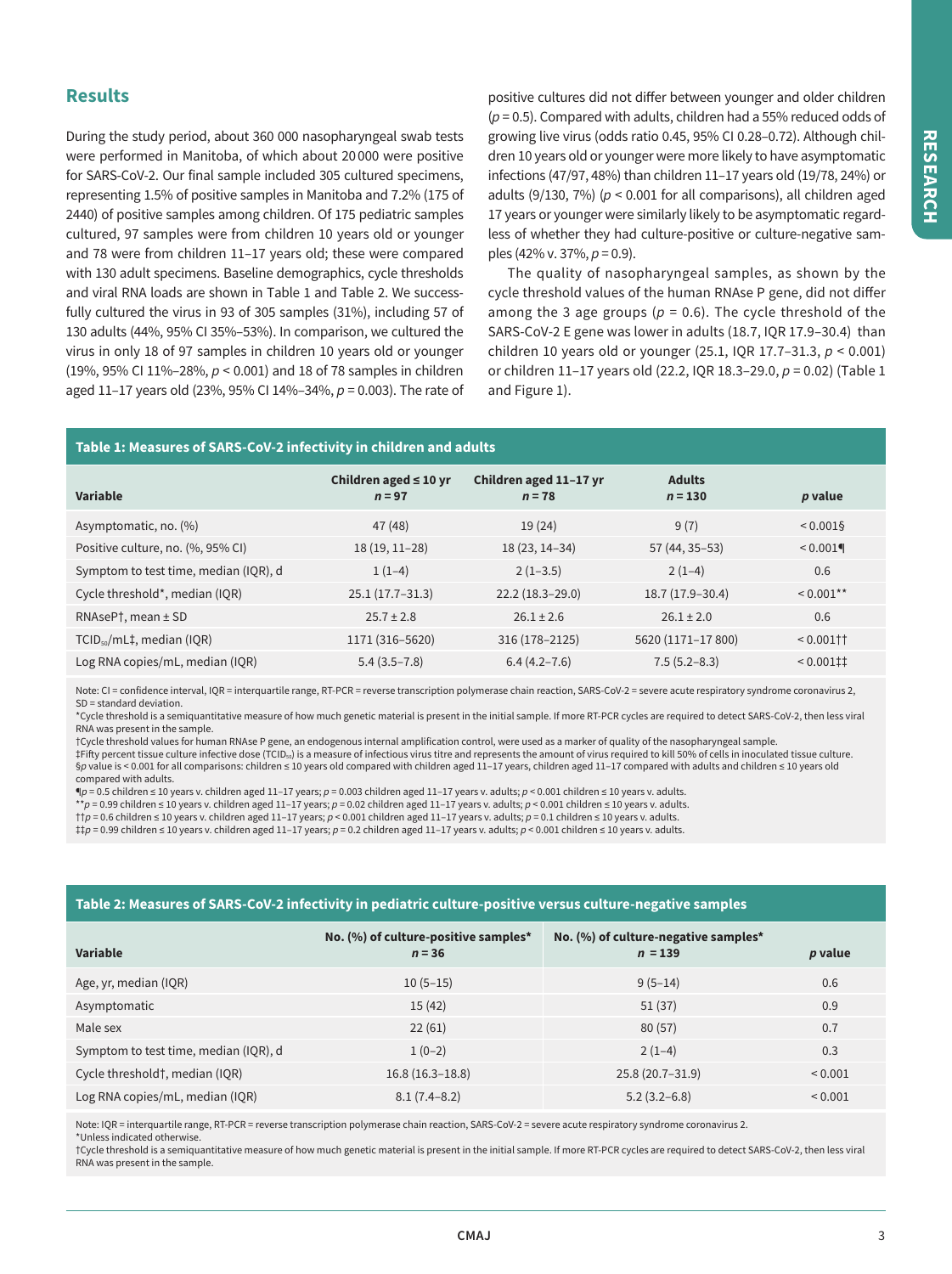## Results

During the study period, about 360 000 nasopharyngeal swab tests were performed in Manitoba, of which about 20 000 were positive for SARS-CoV-2. Our final sample included 305 cultured specimens, representing 1.5% of positive samples in Manitoba and 7.2% (175 of 2440) of positive samples among children. Of 175 pediatric samples cultured, 97 samples were from children 10 years old or younger and 78 were from children 11–17 years old; these were compared with 130 adult specimens. Baseline demographics, cycle thresholds and viral RNA loads are shown in Table 1 and Table 2. We successfully cultured the virus in 93 of 305 samples (31%), including 57 of 130 adults (44%, 95% CI 35%–53%). In comparison, we cultured the virus in only 18 of 97 samples in children 10 years old or younger (19%, 95% CI 11%–28%, $p < 0.001$) and 18 of 78 samples in children aged 11–17 years old (23%, 95% CI 14%–34%, $p = 0.003$). The rate of positive cultures did not differ between younger and older children ($p = 0.5$). Compared with adults, children had a 55% reduced odds of growing live virus (odds ratio 0.45, 95% CI 0.28–0.72). Although children 10 years old or younger were more likely to have asymptomatic infections (47/97, 48%) than children 11–17 years old (19/78, 24%) or adults (9/130, 7%) ($p < 0.001$ for all comparisons), all children aged 17 years or younger were similarly likely to be asymptomatic regardless of whether they had culture-positive or culture-negative samples (42% v. 37%, $p = 0.9$).

The quality of nasopharyngeal samples, as shown by the cycle threshold values of the human RNAse P gene, did not differ among the 3 age groups ($p = 0.6$). The cycle threshold of the SARS-CoV-2 E gene was lower in adults (18.7, IQR 17.9–30.4) than children 10 years old or younger (25.1, IQR 17.7–31.3, $p < 0.001$) or children 11–17 years old (22.2, IQR 18.3–29.0, $p = 0.02$) (Table 1 and Figure 1).

**Table 1: Measures of SARS-CoV-2 infectivity in children and adults**

| Variable | Children aged ≤ 10 yr $n = 97$ | Children aged 11–17 yr $n = 78$ | Adults $n = 130$ | $p$ value |
|---|---|---|---|---|
| Asymptomatic, no. (%) | 47 (48) | 19 (24) | 9 (7) | < 0.001§ |
| Positive culture, no. (%, 95% CI) | 18 (19, 11–28) | 18 (23, 14–34) | 57 (44, 35–53) | < 0.001¶ |
| Symptom to test time, median (IQR), d | 1 (1–4) | 2 (1–3.5) | 2 (1–4) | 0.6 |
| Cycle threshold*, median (IQR) | 25.1 (17.7–31.3) | 22.2 (18.3–29.0) | 18.7 (17.9–30.4) | < 0.001** |
| RNAseP†, mean ± SD | 25.7 ± 2.8 | 26.1 ± 2.6 | 26.1 ± 2.0 | 0.6 |
| $TCID_{50}$/mL‡, median (IQR) | 1171 (316–5620) | 316 (178–2125) | 5620 (1171–17 800) | < 0.001†† |
| Log RNA copies/mL, median (IQR) | 5.4 (3.5–7.8) | 6.4 (4.2–7.6) | 7.5 (5.2–8.3) | < 0.001‡‡ |

Note: CI = confidence interval, IQR = interquartile range, RT-PCR = reverse transcription polymerase chain reaction, SARS-CoV-2 = severe acute respiratory syndrome coronavirus 2, SD = standard deviation.
*Cycle threshold is a semiquantitative measure of how much genetic material is present in the initial sample. If more RT-PCR cycles are required to detect SARS-CoV-2, then less viral RNA was present in the sample.
†Cycle threshold values for human RNAse P gene, an endogenous internal amplification control, were used as a marker of quality of the nasopharyngeal sample.
‡Fifty percent tissue culture infective dose ($TCID_{50}$) is a measure of infectious virus titre and represents the amount of virus required to kill 50% of cells in inoculated tissue culture.
§$p$ value is < 0.001 for all comparisons: children ≤ 10 years old compared with children aged 11–17 years, children aged 11–17 compared with adults and children ≤ 10 years old compared with adults.
¶$p = 0.5$ children ≤ 10 years v. children aged 11–17 years; $p = 0.003$ children aged 11–17 years v. adults; $p < 0.001$ children ≤ 10 years v. adults.
**$p = 0.99$ children ≤ 10 years v. children aged 11–17 years; $p = 0.02$ children aged 11–17 years v. adults; $p < 0.001$ children ≤ 10 years v. adults.
††$p = 0.6$ children ≤ 10 years v. children aged 11–17 years; $p < 0.001$ children aged 11–17 years v. adults; $p = 0.1$ children ≤ 10 years v. adults.
‡‡$p = 0.99$ children ≤ 10 years v. children aged 11–17 years; $p = 0.2$ children aged 11–17 years v. adults; $p < 0.001$ children ≤ 10 years v. adults.

**Table 2: Measures of SARS-CoV-2 infectivity in pediatric culture-positive versus culture-negative samples**

| Variable | No. (%) of culture-positive samples* $n = 36$ | No. (%) of culture-negative samples* $n = 139$ | $p$ value |
|---|---|---|---|
| Age, yr, median (IQR) | 10 (5–15) | 9 (5–14) | 0.6 |
| Asymptomatic | 15 (42) | 51 (37) | 0.9 |
| Male sex | 22 (61) | 80 (57) | 0.7 |
| Symptom to test time, median (IQR), d | 1 (0–2) | 2 (1–4) | 0.3 |
| Cycle threshold†, median (IQR) | 16.8 (16.3–18.8) | 25.8 (20.7–31.9) | < 0.001 |
| Log RNA copies/mL, median (IQR) | 8.1 (7.4–8.2) | 5.2 (3.2–6.8) | < 0.001 |

Note: IQR = interquartile range, RT-PCR = reverse transcription polymerase chain reaction, SARS-CoV-2 = severe acute respiratory syndrome coronavirus 2.
*Unless indicated otherwise.
†Cycle threshold is a semiquantitative measure of how much genetic material is present in the initial sample. If more RT-PCR cycles are required to detect SARS-CoV-2, then less viral RNA was present in the sample.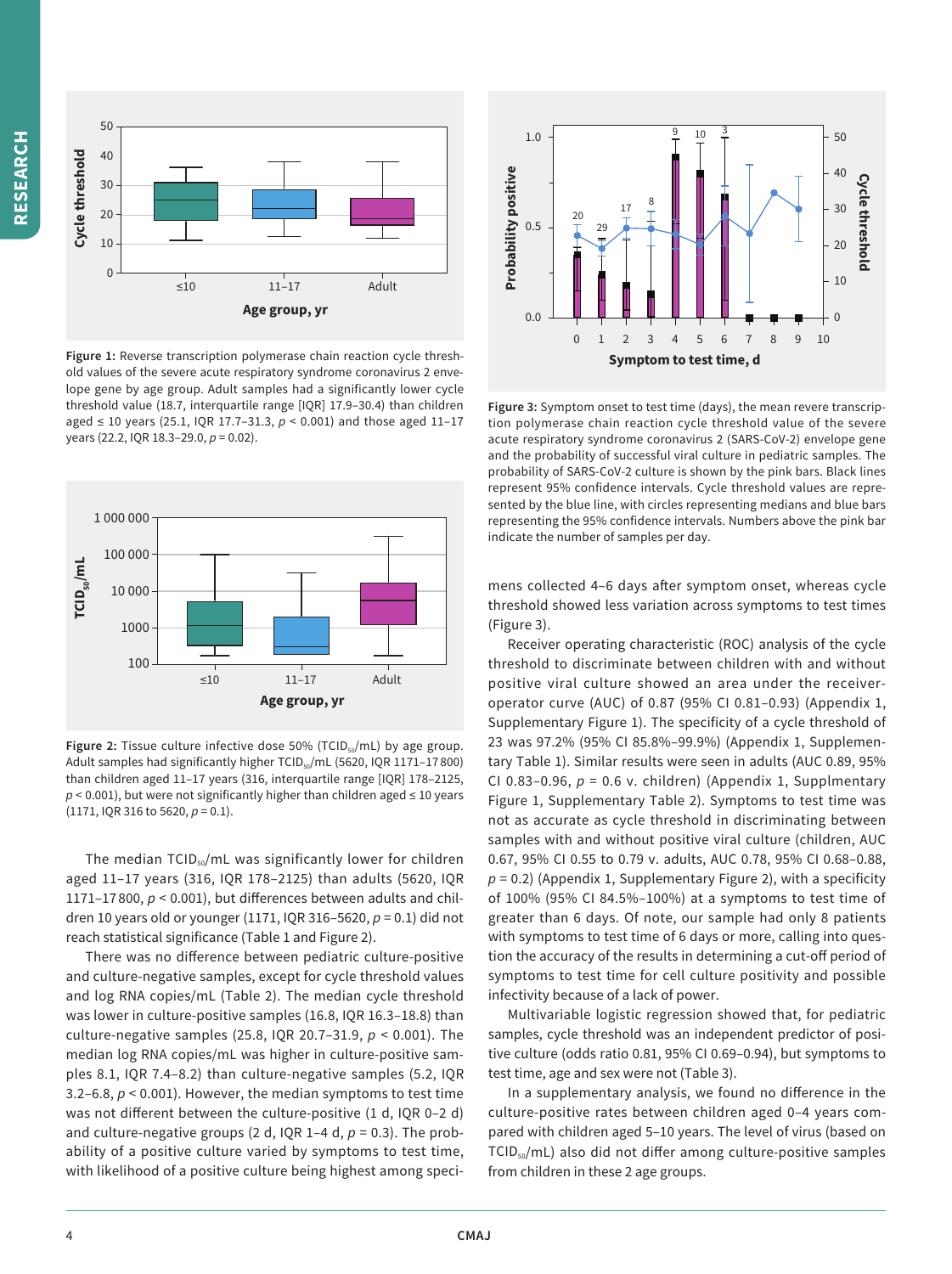Figure 1: Reverse transcription polymerase chain reaction cycle threshold values of the severe acute respiratory syndrome coronavirus 2 envelope gene by age group. Adult samples had a significantly lower cycle threshold value (18.7, interquartile range [IQR] 17.9–30.4) than children aged ≤ 10 years (25.1, IQR 17.7–31.3, $p$ < 0.001) and those aged 11–17 years (22.2, IQR 18.3–29.0, $p$ = 0.02).

Figure 2: Tissue culture infective dose 50% ($TCID_{50}$/mL) by age group. Adult samples had significantly higher $TCID_{50}$/mL (5620, IQR 1171–17 800) than children aged 11–17 years (316, interquartile range [IQR] 178–2125, $p$ < 0.001), but were not significantly higher than children aged ≤ 10 years (1171, IQR 316 to 5620, $p$ = 0.1).

Figure 3: Symptom onset to test time (days), the mean revere transcription polymerase chain reaction cycle threshold value of the severe acute respiratory syndrome coronavirus 2 (SARS-CoV-2) envelope gene and the probability of successful viral culture in pediatric samples. The probability of SARS-CoV-2 culture is shown by the pink bars. Black lines represent 95% confidence intervals. Cycle threshold values are represented by the blue line, with circles representing medians and blue bars representing the 95% confidence intervals. Numbers above the pink bar indicate the number of samples per day.

The median $TCID_{50}$/mL was significantly lower for children aged 11–17 years (316, IQR 178–2125) than adults (5620, IQR 1171–17 800, $p$ < 0.001), but differences between adults and children 10 years old or younger (1171, IQR 316–5620, $p$ = 0.1) did not reach statistical significance (Table 1 and Figure 2).

There was no difference between pediatric culture-positive and culture-negative samples, except for cycle threshold values and log RNA copies/mL (Table 2). The median cycle threshold was lower in culture-positive samples (16.8, IQR 16.3–18.8) than culture-negative samples (25.8, IQR 20.7–31.9, $p$ < 0.001). The median log RNA copies/mL was higher in culture-positive samples 8.1, IQR 7.4–8.2) than culture-negative samples (5.2, IQR 3.2–6.8, $p$ < 0.001). However, the median symptoms to test time was not different between the culture-positive (1 d, IQR 0–2 d) and culture-negative groups (2 d, IQR 1–4 d, $p$ = 0.3). The probability of a positive culture varied by symptoms to test time, with likelihood of a positive culture being highest among specimens collected 4–6 days after symptom onset, whereas cycle threshold showed less variation across symptoms to test times (Figure 3).

Receiver operating characteristic (ROC) analysis of the cycle threshold to discriminate between children with and without positive viral culture showed an area under the receiver-operator curve (AUC) of 0.87 (95% CI 0.81–0.93) (Appendix 1, Supplementary Figure 1). The specificity of a cycle threshold of 23 was 97.2% (95% CI 85.8%–99.9%) (Appendix 1, Supplementary Table 1). Similar results were seen in adults (AUC 0.89, 95% CI 0.83–0.96, $p$ = 0.6 v. children) (Appendix 1, Supplmentary Figure 1, Supplementary Table 2). Symptoms to test time was not as accurate as cycle threshold in discriminating between samples with and without positive viral culture (children, AUC 0.67, 95% CI 0.55 to 0.79 v. adults, AUC 0.78, 95% CI 0.68–0.88, $p$ = 0.2) (Appendix 1, Supplementary Figure 2), with a specificity of 100% (95% CI 84.5%–100%) at a symptoms to test time of greater than 6 days. Of note, our sample had only 8 patients with symptoms to test time of 6 days or more, calling into question the accuracy of the results in determining a cut-off period of symptoms to test time for cell culture positivity and possible infectivity because of a lack of power.

Multivariable logistic regression showed that, for pediatric samples, cycle threshold was an independent predictor of positive culture (odds ratio 0.81, 95% CI 0.69–0.94), but symptoms to test time, age and sex were not (Table 3).

In a supplementary analysis, we found no difference in the culture-positive rates between children aged 0–4 years compared with children aged 5–10 years. The level of virus (based on $TCID_{50}$/mL) also did not differ among culture-positive samples from children in these 2 age groups.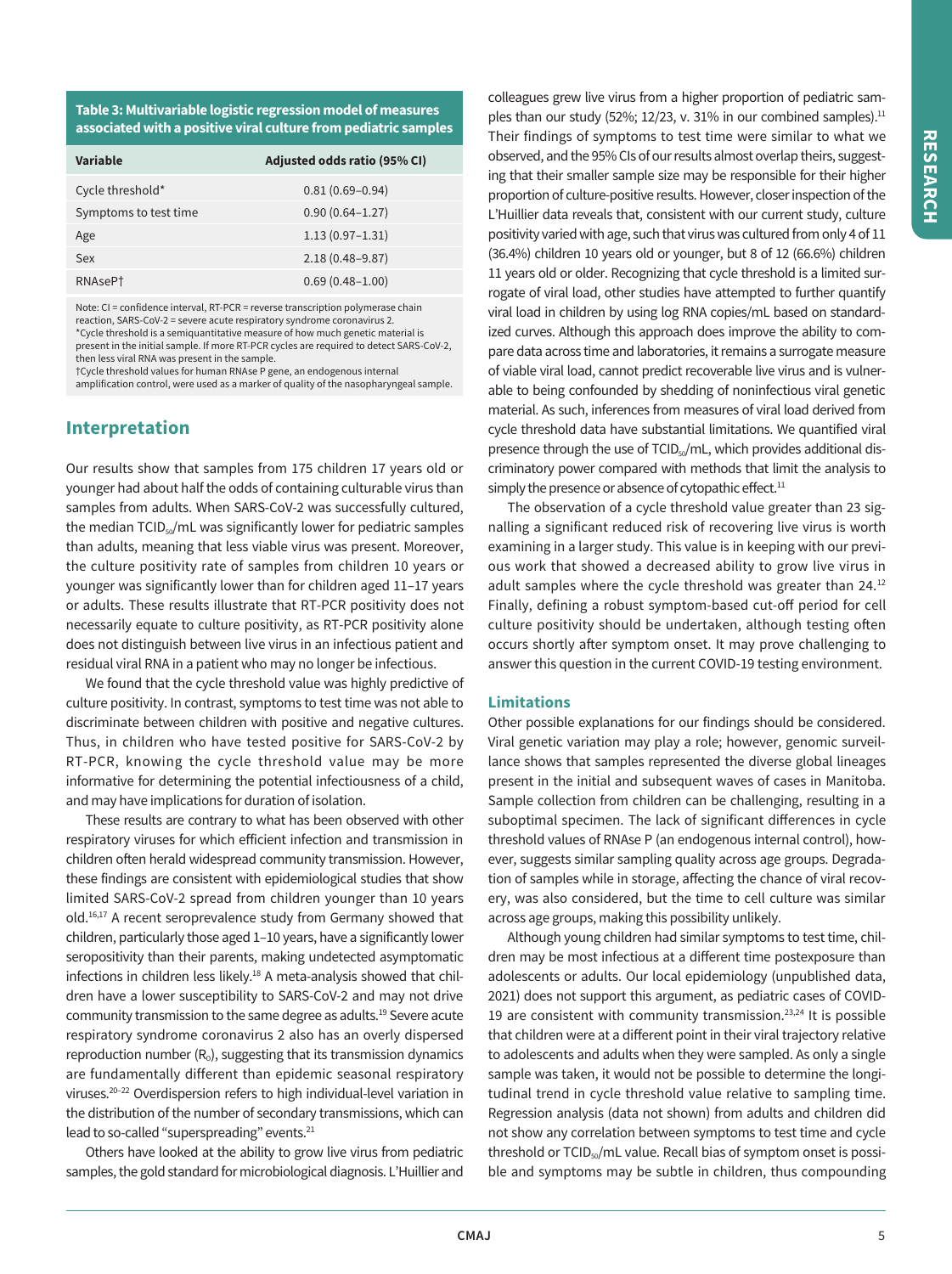**Table 3: Multivariable logistic regression model of measures associated with a positive viral culture from pediatric samples**

| Variable | Adjusted odds ratio (95% CI) |
| --- | --- |
| Cycle threshold* | 0.81 (0.69–0.94) |
| Symptoms to test time | 0.90 (0.64–1.27) |
| Age | 1.13 (0.97–1.31) |
| Sex | 2.18 (0.48–9.87) |
| RNAseP† | 0.69 (0.48–1.00) |

Note: CI = confidence interval, RT-PCR = reverse transcription polymerase chain reaction, SARS-CoV-2 = severe acute respiratory syndrome coronavirus 2.
*Cycle threshold is a semiquantitative measure of how much genetic material is present in the initial sample. If more RT-PCR cycles are required to detect SARS-CoV-2, then less viral RNA was present in the sample.
†Cycle threshold values for human RNAse P gene, an endogenous internal amplification control, were used as a marker of quality of the nasopharyngeal sample.

## Interpretation

Our results show that samples from 175 children 17 years old or younger had about half the odds of containing culturable virus than samples from adults. When SARS-CoV-2 was successfully cultured, the median $TCID_{50}$/mL was significantly lower for pediatric samples than adults, meaning that less viable virus was present. Moreover, the culture positivity rate of samples from children 10 years or younger was significantly lower than for children aged 11–17 years or adults. These results illustrate that RT-PCR positivity does not necessarily equate to culture positivity, as RT-PCR positivity alone does not distinguish between live virus in an infectious patient and residual viral RNA in a patient who may no longer be infectious.

We found that the cycle threshold value was highly predictive of culture positivity. In contrast, symptoms to test time was not able to discriminate between children with positive and negative cultures. Thus, in children who have tested positive for SARS-CoV-2 by RT-PCR, knowing the cycle threshold value may be more informative for determining the potential infectiousness of a child, and may have implications for duration of isolation.

These results are contrary to what has been observed with other respiratory viruses for which efficient infection and transmission in children often herald widespread community transmission. However, these findings are consistent with epidemiological studies that show limited SARS-CoV-2 spread from children younger than 10 years old.[16,17] A recent seroprevalence study from Germany showed that children, particularly those aged 1–10 years, have a significantly lower seropositivity than their parents, making undetected asymptomatic infections in children less likely.[18] A meta-analysis showed that children have a lower susceptibility to SARS-CoV-2 and may not drive community transmission to the same degree as adults.[19] Severe acute respiratory syndrome coronavirus 2 also has an overly dispersed reproduction number ($R_0$), suggesting that its transmission dynamics are fundamentally different than epidemic seasonal respiratory viruses.[20–22] Overdispersion refers to high individual-level variation in the distribution of the number of secondary transmissions, which can lead to so-called "superspreading" events.[21]

Others have looked at the ability to grow live virus from pediatric samples, the gold standard for microbiological diagnosis. L'Huillier and colleagues grew live virus from a higher proportion of pediatric samples than our study (52%; 12/23, v. 31% in our combined samples).[11] Their findings of symptoms to test time were similar to what we observed, and the 95% CIs of our results almost overlap theirs, suggesting that their smaller sample size may be responsible for their higher proportion of culture-positive results. However, closer inspection of the L'Huillier data reveals that, consistent with our current study, culture positivity varied with age, such that virus was cultured from only 4 of 11 (36.4%) children 10 years old or younger, but 8 of 12 (66.6%) children 11 years old or older. Recognizing that cycle threshold is a limited surrogate of viral load, other studies have attempted to further quantify viral load in children by using log RNA copies/mL based on standardized curves. Although this approach does improve the ability to compare data across time and laboratories, it remains a surrogate measure of viable viral load, cannot predict recoverable live virus and is vulnerable to being confounded by shedding of noninfectious viral genetic material. As such, inferences from measures of viral load derived from cycle threshold data have substantial limitations. We quantified viral presence through the use of $TCID_{50}$/mL, which provides additional discriminatory power compared with methods that limit the analysis to simply the presence or absence of cytopathic effect.[11]

The observation of a cycle threshold value greater than 23 signalling a significant reduced risk of recovering live virus is worth examining in a larger study. This value is in keeping with our previous work that showed a decreased ability to grow live virus in adult samples where the cycle threshold was greater than 24.[12] Finally, defining a robust symptom-based cut-off period for cell culture positivity should be undertaken, although testing often occurs shortly after symptom onset. It may prove challenging to answer this question in the current COVID-19 testing environment.

### Limitations

Other possible explanations for our findings should be considered. Viral genetic variation may play a role; however, genomic surveillance shows that samples represented the diverse global lineages present in the initial and subsequent waves of cases in Manitoba. Sample collection from children can be challenging, resulting in a suboptimal specimen. The lack of significant differences in cycle threshold values of RNAse P (an endogenous internal control), however, suggests similar sampling quality across age groups. Degradation of samples while in storage, affecting the chance of viral recovery, was also considered, but the time to cell culture was similar across age groups, making this possibility unlikely.

Although young children had similar symptoms to test time, children may be most infectious at a different time postexposure than adolescents or adults. Our local epidemiology (unpublished data, 2021) does not support this argument, as pediatric cases of COVID-19 are consistent with community transmission.[23,24] It is possible that children were at a different point in their viral trajectory relative to adolescents and adults when they were sampled. As only a single sample was taken, it would not be possible to determine the longitudinal trend in cycle threshold value relative to sampling time. Regression analysis (data not shown) from adults and children did not show any correlation between symptoms to test time and cycle threshold or $TCID_{50}$/mL value. Recall bias of symptom onset is possible and symptoms may be subtle in children, thus compounding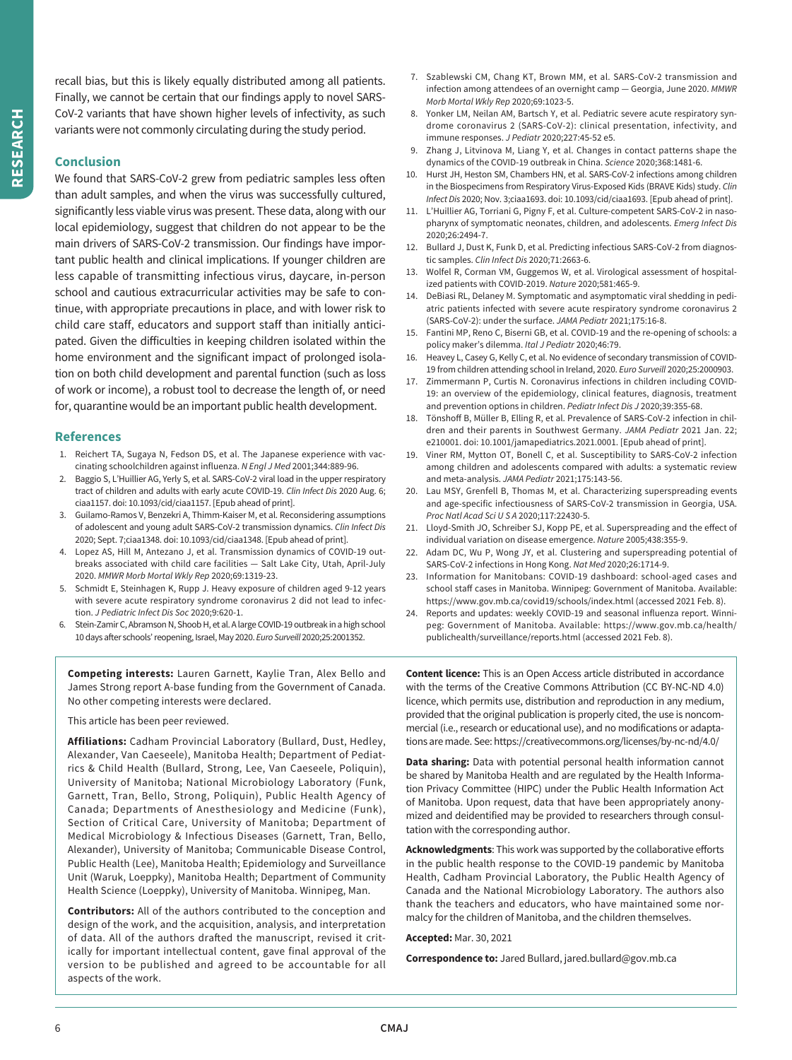recall bias, but this is likely equally distributed among all patients. Finally, we cannot be certain that our findings apply to novel SARS-CoV-2 variants that have shown higher levels of infectivity, as such variants were not commonly circulating during the study period.

## Conclusion

We found that SARS-CoV-2 grew from pediatric samples less often than adult samples, and when the virus was successfully cultured, significantly less viable virus was present. These data, along with our local epidemiology, suggest that children do not appear to be the main drivers of SARS-CoV-2 transmission. Our findings have important public health and clinical implications. If younger children are less capable of transmitting infectious virus, daycare, in-person school and cautious extracurricular activities may be safe to continue, with appropriate precautions in place, and with lower risk to child care staff, educators and support staff than initially anticipated. Given the difficulties in keeping children isolated within the home environment and the significant impact of prolonged isolation on both child development and parental function (such as loss of work or income), a robust tool to decrease the length of, or need for, quarantine would be an important public health development.

## References

1. Reichert TA, Sugaya N, Fedson DS, et al. The Japanese experience with vaccinating schoolchildren against influenza. *N Engl J Med* 2001;344:889-96.
2. Baggio S, L'Huillier AG, Yerly S, et al. SARS-CoV-2 viral load in the upper respiratory tract of children and adults with early acute COVID-19. *Clin Infect Dis* 2020 Aug. 6; ciaa1157. doi: 10.1093/cid/ciaa1157. [Epub ahead of print].
3. Guilamo-Ramos V, Benzekri A, Thimm-Kaiser M, et al. Reconsidering assumptions of adolescent and young adult SARS-CoV-2 transmission dynamics. *Clin Infect Dis* 2020; Sept. 7;ciaa1348. doi: 10.1093/cid/ciaa1348. [Epub ahead of print].
4. Lopez AS, Hill M, Antezano J, et al. Transmission dynamics of COVID-19 outbreaks associated with child care facilities — Salt Lake City, Utah, April-July 2020. *MMWR Morb Mortal Wkly Rep* 2020;69:1319-23.
5. Schmidt E, Steinhagen K, Rupp J. Heavy exposure of children aged 9-12 years with severe acute respiratory syndrome coronavirus 2 did not lead to infection. *J Pediatric Infect Dis Soc* 2020;9:620-1.
6. Stein-Zamir C, Abramson N, Shoob H, et al. A large COVID-19 outbreak in a high school 10 days after schools' reopening, Israel, May 2020. *Euro Surveill* 2020;25:2001352.
7. Szablewski CM, Chang KT, Brown MM, et al. SARS-CoV-2 transmission and infection among attendees of an overnight camp — Georgia, June 2020. *MMWR Morb Mortal Wkly Rep* 2020;69:1023-5.
8. Yonker LM, Neilan AM, Bartsch Y, et al. Pediatric severe acute respiratory syndrome coronavirus 2 (SARS-CoV-2): clinical presentation, infectivity, and immune responses. *J Pediatr* 2020;227:45-52 e5.
9. Zhang J, Litvinova M, Liang Y, et al. Changes in contact patterns shape the dynamics of the COVID-19 outbreak in China. *Science* 2020;368:1481-6.
10. Hurst JH, Heston SM, Chambers HN, et al. SARS-CoV-2 infections among children in the Biospecimens from Respiratory Virus-Exposed Kids (BRAVE Kids) study. *Clin Infect Dis* 2020; Nov. 3;ciaa1693. doi: 10.1093/cid/ciaa1693. [Epub ahead of print].
11. L'Huillier AG, Torriani G, Pigny F, et al. Culture-competent SARS-CoV-2 in nasopharynx of symptomatic neonates, children, and adolescents. *Emerg Infect Dis* 2020;26:2494-7.
12. Bullard J, Dust K, Funk D, et al. Predicting infectious SARS-CoV-2 from diagnostic samples. *Clin Infect Dis* 2020;71:2663-6.
13. Wolfel R, Corman VM, Guggemos W, et al. Virological assessment of hospitalized patients with COVID-2019. *Nature* 2020;581:465-9.
14. DeBiasi RL, Delaney M. Symptomatic and asymptomatic viral shedding in pediatric patients infected with severe acute respiratory syndrome coronavirus 2 (SARS-CoV-2): under the surface. *JAMA Pediatr* 2021;175:16-8.
15. Fantini MP, Reno C, Biserni GB, et al. COVID-19 and the re-opening of schools: a policy maker's dilemma. *Ital J Pediatr* 2020;46:79.
16. Heavey L, Casey G, Kelly C, et al. No evidence of secondary transmission of COVID-19 from children attending school in Ireland, 2020. *Euro Surveill* 2020;25:2000903.
17. Zimmermann P, Curtis N. Coronavirus infections in children including COVID-19: an overview of the epidemiology, clinical features, diagnosis, treatment and prevention options in children. *Pediatr Infect Dis J* 2020;39:355-68.
18. Tönshoff B, Müller B, Elling R, et al. Prevalence of SARS-CoV-2 infection in children and their parents in Southwest Germany. *JAMA Pediatr* 2021 Jan. 22; e210001. doi: 10.1001/jamapediatrics.2021.0001. [Epub ahead of print].
19. Viner RM, Mytton OT, Bonell C, et al. Susceptibility to SARS-CoV-2 infection among children and adolescents compared with adults: a systematic review and meta-analysis. *JAMA Pediatr* 2021;175:143-56.
20. Lau MSY, Grenfell B, Thomas M, et al. Characterizing superspreading events and age-specific infectiousness of SARS-CoV-2 transmission in Georgia, USA. *Proc Natl Acad Sci U S A* 2020;117:22430-5.
21. Lloyd-Smith JO, Schreiber SJ, Kopp PE, et al. Superspreading and the effect of individual variation on disease emergence. *Nature* 2005;438:355-9.
22. Adam DC, Wu P, Wong JY, et al. Clustering and superspreading potential of SARS-CoV-2 infections in Hong Kong. *Nat Med* 2020;26:1714-9.
23. Information for Manitobans: COVID-19 dashboard: school-aged cases and school staff cases in Manitoba. Winnipeg: Government of Manitoba. Available: https://www.gov.mb.ca/covid19/schools/index.html (accessed 2021 Feb. 8).
24. Reports and updates: weekly COVID-19 and seasonal influenza report. Winnipeg: Government of Manitoba. Available: https://www.gov.mb.ca/health/publichealth/surveillance/reports.html (accessed 2021 Feb. 8).

**Competing interests:** Lauren Garnett, Kaylie Tran, Alex Bello and James Strong report A-base funding from the Government of Canada. No other competing interests were declared.

This article has been peer reviewed.

**Affiliations:** Cadham Provincial Laboratory (Bullard, Dust, Hedley, Alexander, Van Caeseele), Manitoba Health; Department of Pediatrics & Child Health (Bullard, Strong, Lee, Van Caeseele, Poliquin), University of Manitoba; National Microbiology Laboratory (Funk, Garnett, Tran, Bello, Strong, Poliquin), Public Health Agency of Canada; Departments of Anesthesiology and Medicine (Funk), Section of Critical Care, University of Manitoba; Department of Medical Microbiology & Infectious Diseases (Garnett, Tran, Bello, Alexander), University of Manitoba; Communicable Disease Control, Public Health (Lee), Manitoba Health; Epidemiology and Surveillance Unit (Waruk, Loeppky), Manitoba Health; Department of Community Health Science (Loeppky), University of Manitoba. Winnipeg, Man.

**Contributors:** All of the authors contributed to the conception and design of the work, and the acquisition, analysis, and interpretation of data. All of the authors drafted the manuscript, revised it critically for important intellectual content, gave final approval of the version to be published and agreed to be accountable for all aspects of the work.

**Content licence:** This is an Open Access article distributed in accordance with the terms of the Creative Commons Attribution (CC BY-NC-ND 4.0) licence, which permits use, distribution and reproduction in any medium, provided that the original publication is properly cited, the use is noncommercial (i.e., research or educational use), and no modifications or adaptations are made. See: https://creativecommons.org/licenses/by-nc-nd/4.0/

**Data sharing:** Data with potential personal health information cannot be shared by Manitoba Health and are regulated by the Health Information Privacy Committee (HIPC) under the Public Health Information Act of Manitoba. Upon request, data that have been appropriately anonymized and deidentified may be provided to researchers through consultation with the corresponding author.

**Acknowledgments**: This work was supported by the collaborative efforts in the public health response to the COVID-19 pandemic by Manitoba Health, Cadham Provincial Laboratory, the Public Health Agency of Canada and the National Microbiology Laboratory. The authors also thank the teachers and educators, who have maintained some normalcy for the children of Manitoba, and the children themselves.

**Accepted:** Mar. 30, 2021

**Correspondence to:** Jared Bullard, jared.bullard@gov.mb.ca